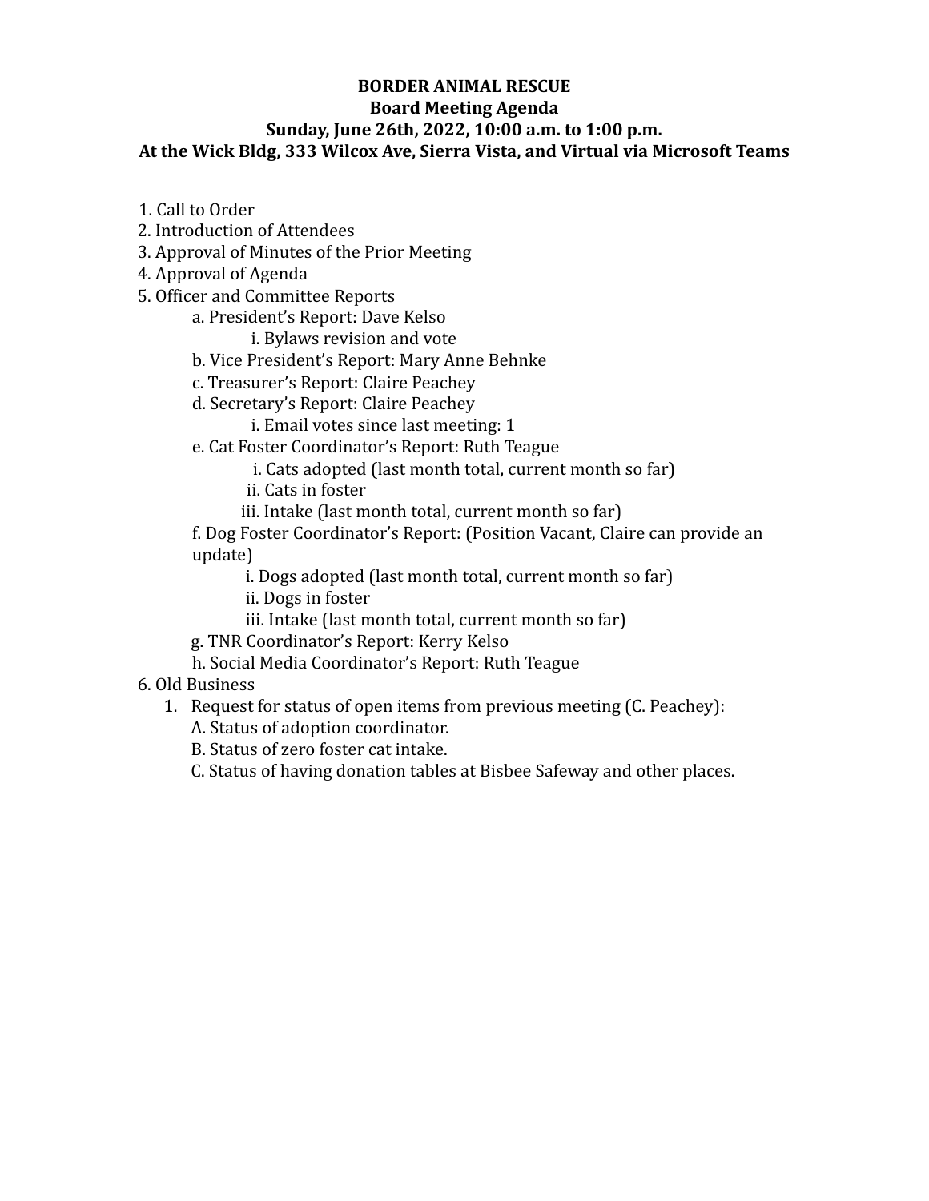**BORDER ANIMAL RESCUE**
**Board Meeting Agenda**
**Sunday, June 26th, 2022, 10:00 a.m. to 1:00 p.m.**
**At the Wick Bldg, 333 Wilcox Ave, Sierra Vista, and Virtual via Microsoft Teams**

1. Call to Order
2. Introduction of Attendees
3. Approval of Minutes of the Prior Meeting
4. Approval of Agenda
5. Officer and Committee Reports
   - a. President's Report: Dave Kelso
     - i. Bylaws revision and vote
   - b. Vice President's Report: Mary Anne Behnke
   - c. Treasurer's Report: Claire Peachey
   - d. Secretary's Report: Claire Peachey
     - i. Email votes since last meeting: 1
   - e. Cat Foster Coordinator's Report: Ruth Teague
     - i. Cats adopted (last month total, current month so far)
     - ii. Cats in foster
     - iii. Intake (last month total, current month so far)
   - f. Dog Foster Coordinator's Report: (Position Vacant, Claire can provide an update)
     - i. Dogs adopted (last month total, current month so far)
     - ii. Dogs in foster
     - iii. Intake (last month total, current month so far)
   - g. TNR Coordinator's Report: Kerry Kelso
   - h. Social Media Coordinator's Report: Ruth Teague
6. Old Business
   1. Request for status of open items from previous meeting (C. Peachey):
      - A. Status of adoption coordinator.
      - B. Status of zero foster cat intake.
      - C. Status of having donation tables at Bisbee Safeway and other places.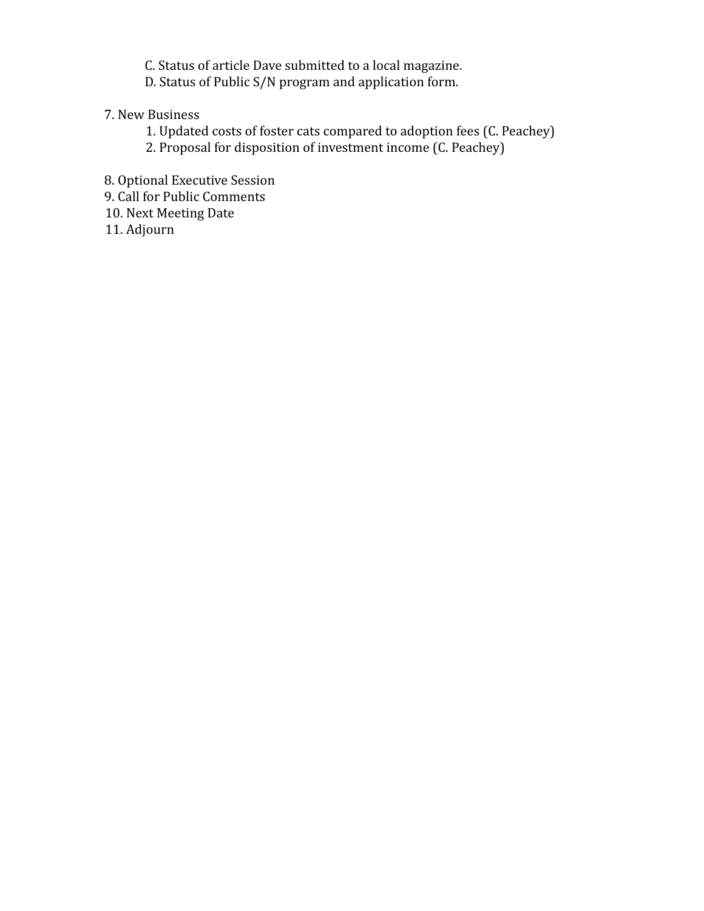C. Status of article Dave submitted to a local magazine.
D. Status of Public S/N program and application form.

7. New Business
    1. Updated costs of foster cats compared to adoption fees (C. Peachey)
    2. Proposal for disposition of investment income (C. Peachey)

8. Optional Executive Session
9. Call for Public Comments
10. Next Meeting Date
11. Adjourn